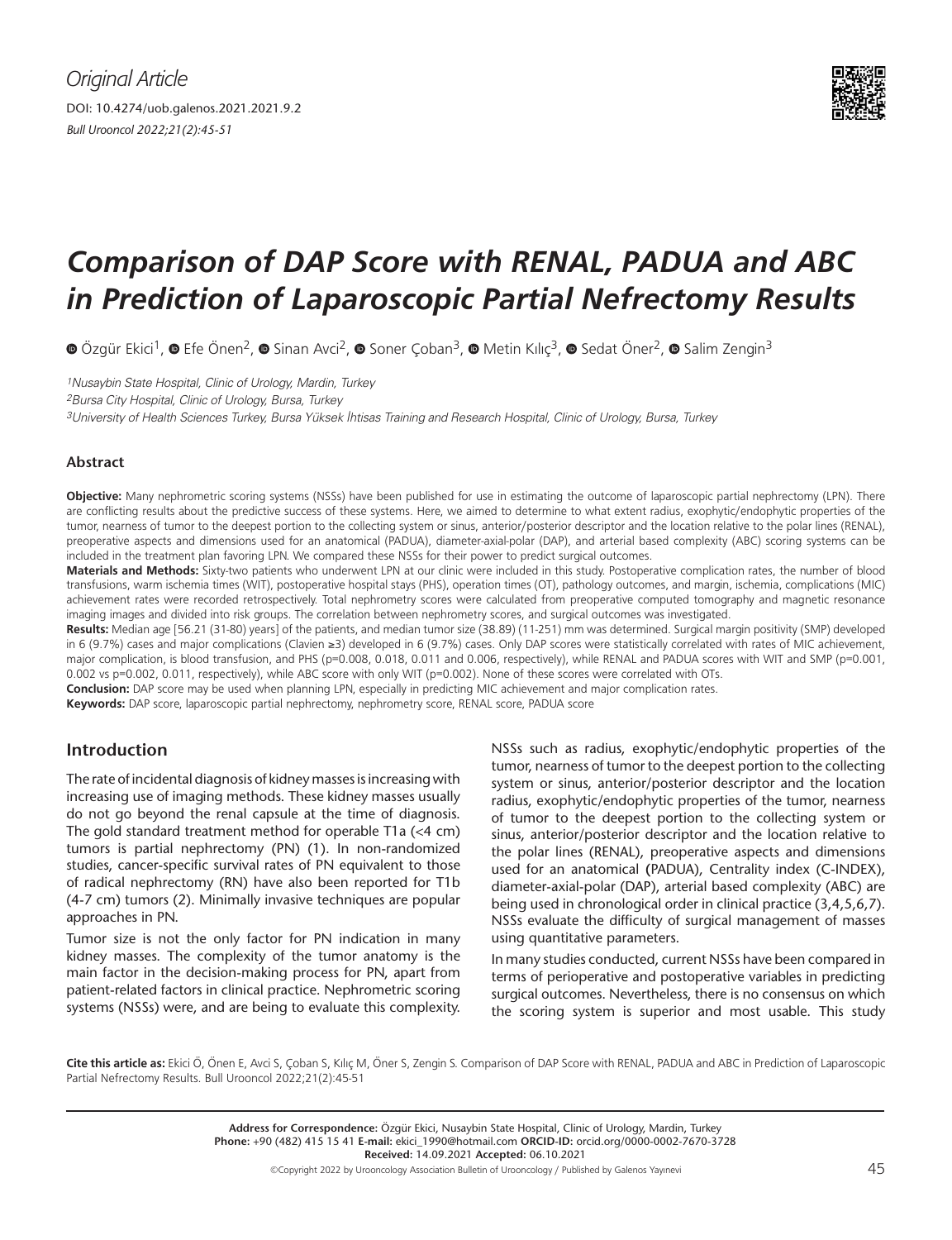*Original Article*

DOI: 10.4274/uob.galenos.2021.2021.9.2

*Bull Urooncol 2022;21(2):45-51*

# *Comparison of DAP Score with RENAL, PADUA and ABC in Prediction of Laparoscopic Partial Nefrectomy Results*

Özgür Ekici[1], Efe Önen[2], Sinan Avci[2], Soner Çoban[3], Metin Kılıç[3], Sedat Öner[2], Salim Zengin[3]

*[1]Nusaybin State Hospital, Clinic of Urology, Mardin, Turkey*

*[2]Bursa City Hospital, Clinic of Urology, Bursa, Turkey*

*[3]University of Health Sciences Turkey, Bursa Yüksek İhtisas Training and Research Hospital, Clinic of Urology, Bursa, Turkey*

### Abstract

**Objective:** Many nephrometric scoring systems (NSSs) have been published for use in estimating the outcome of laparoscopic partial nephrectomy (LPN). There are conflicting results about the predictive success of these systems. Here, we aimed to determine to what extent radius, exophytic/endophytic properties of the tumor, nearness of tumor to the deepest portion to the collecting system or sinus, anterior/posterior descriptor and the location relative to the polar lines (RENAL), preoperative aspects and dimensions used for an anatomical (PADUA), diameter-axial-polar (DAP), and arterial based complexity (ABC) scoring systems can be included in the treatment plan favoring LPN. We compared these NSSs for their power to predict surgical outcomes.

**Materials and Methods:** Sixty-two patients who underwent LPN at our clinic were included in this study. Postoperative complication rates, the number of blood transfusions, warm ischemia times (WIT), postoperative hospital stays (PHS), operation times (OT), pathology outcomes, and margin, ischemia, complications (MIC) achievement rates were recorded retrospectively. Total nephrometry scores were calculated from preoperative computed tomography and magnetic resonance imaging images and divided into risk groups. The correlation between nephrometry scores, and surgical outcomes was investigated.

**Results:** Median age [56.21 (31-80) years] of the patients, and median tumor size (38.89) (11-251) mm was determined. Surgical margin positivity (SMP) developed in 6 (9.7%) cases and major complications (Clavien ≥3) developed in 6 (9.7%) cases. Only DAP scores were statistically correlated with rates of MIC achievement, major complication, is blood transfusion, and PHS (p=0.008, 0.018, 0.011 and 0.006, respectively), while RENAL and PADUA scores with WIT and SMP (p=0.001, 0.002 vs p=0.002, 0.011, respectively), while ABC score with only WIT (p=0.002). None of these scores were correlated with OTs.

**Conclusion:** DAP score may be used when planning LPN, especially in predicting MIC achievement and major complication rates.

**Keywords:** DAP score, laparoscopic partial nephrectomy, nephrometry score, RENAL score, PADUA score

## Introduction

The rate of incidental diagnosis of kidney masses is increasing with increasing use of imaging methods. These kidney masses usually do not go beyond the renal capsule at the time of diagnosis. The gold standard treatment method for operable T1a (<4 cm) tumors is partial nephrectomy (PN) (1). In non-randomized studies, cancer-specific survival rates of PN equivalent to those of radical nephrectomy (RN) have also been reported for T1b (4-7 cm) tumors (2). Minimally invasive techniques are popular approaches in PN.

Tumor size is not the only factor for PN indication in many kidney masses. The complexity of the tumor anatomy is the main factor in the decision-making process for PN, apart from patient-related factors in clinical practice. Nephrometric scoring systems (NSSs) were, and are being to evaluate this complexity. NSSs such as radius, exophytic/endophytic properties of the tumor, nearness of tumor to the deepest portion to the collecting system or sinus, anterior/posterior descriptor and the location radius, exophytic/endophytic properties of the tumor, nearness of tumor to the deepest portion to the collecting system or sinus, anterior/posterior descriptor and the location relative to the polar lines (RENAL), preoperative aspects and dimensions used for an anatomical (PADUA), Centrality index (C-INDEX), diameter-axial-polar (DAP), arterial based complexity (ABC) are being used in chronological order in clinical practice (3,4,5,6,7). NSSs evaluate the difficulty of surgical management of masses using quantitative parameters.

In many studies conducted, current NSSs have been compared in terms of perioperative and postoperative variables in predicting surgical outcomes. Nevertheless, there is no consensus on which the scoring system is superior and most usable. This study

**Cite this article as:** Ekici Ö, Önen E, Avci S, Çoban S, Kılıç M, Öner S, Zengin S. Comparison of DAP Score with RENAL, PADUA and ABC in Prediction of Laparoscopic Partial Nefrectomy Results. Bull Urooncol 2022;21(2):45-51

**Address for Correspondence:** Özgür Ekici, Nusaybin State Hospital, Clinic of Urology, Mardin, Turkey
**Phone:** +90 (482) 415 15 41 **E-mail:** ekici_1990@hotmail.com **ORCID-ID:** orcid.org/0000-0002-7670-3728
**Received:** 14.09.2021 **Accepted:** 06.10.2021

©Copyright 2022 by Urooncology Association Bulletin of Urooncology / Published by Galenos Yayınevi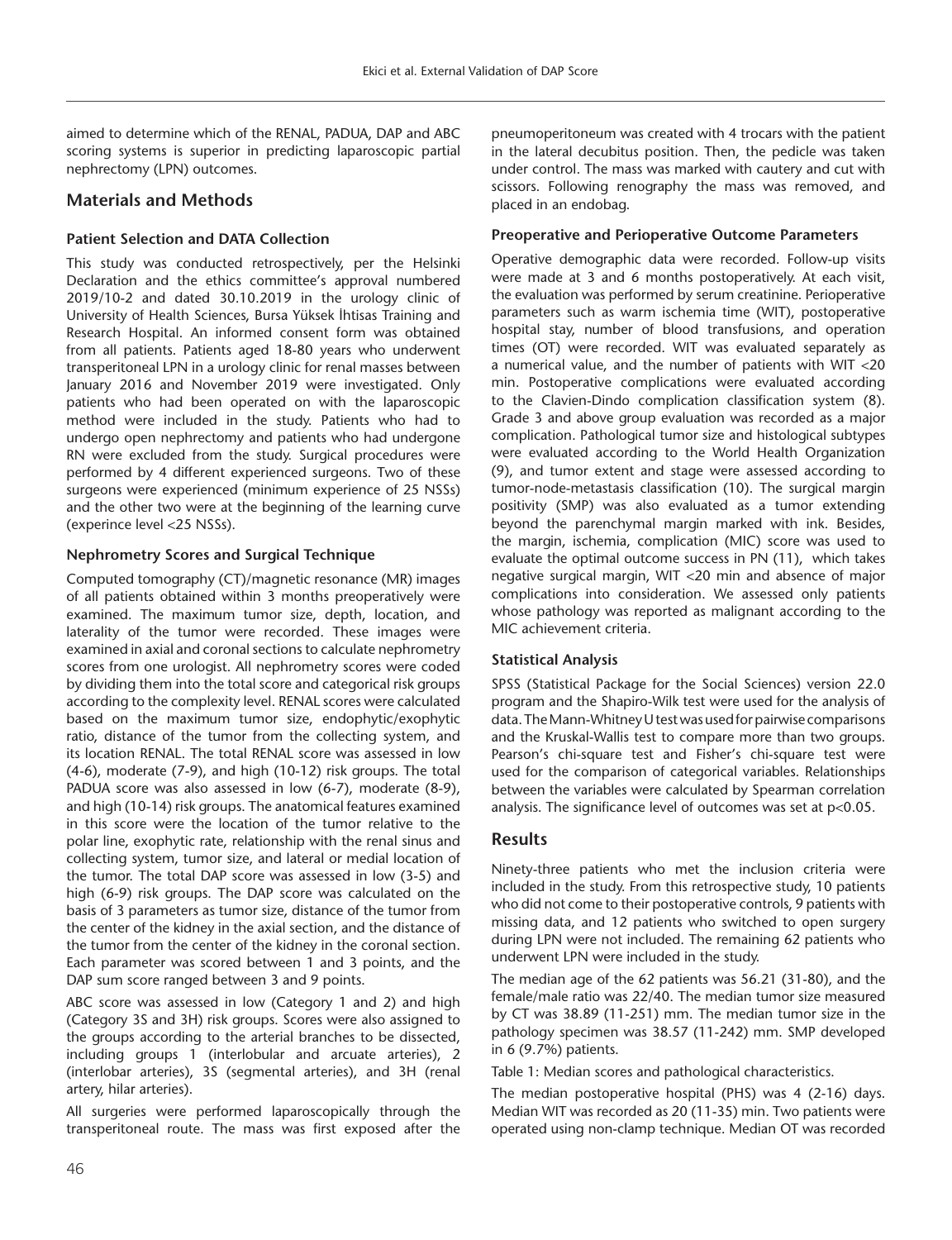aimed to determine which of the RENAL, PADUA, DAP and ABC scoring systems is superior in predicting laparoscopic partial nephrectomy (LPN) outcomes.

## Materials and Methods

### Patient Selection and DATA Collection

This study was conducted retrospectively, per the Helsinki Declaration and the ethics committee's approval numbered 2019/10-2 and dated 30.10.2019 in the urology clinic of University of Health Sciences, Bursa Yüksek İhtisas Training and Research Hospital. An informed consent form was obtained from all patients. Patients aged 18-80 years who underwent transperitoneal LPN in a urology clinic for renal masses between January 2016 and November 2019 were investigated. Only patients who had been operated on with the laparoscopic method were included in the study. Patients who had to undergo open nephrectomy and patients who had undergone RN were excluded from the study. Surgical procedures were performed by 4 different experienced surgeons. Two of these surgeons were experienced (minimum experience of 25 NSSs) and the other two were at the beginning of the learning curve (experince level <25 NSSs).

### Nephrometry Scores and Surgical Technique

Computed tomography (CT)/magnetic resonance (MR) images of all patients obtained within 3 months preoperatively were examined. The maximum tumor size, depth, location, and laterality of the tumor were recorded. These images were examined in axial and coronal sections to calculate nephrometry scores from one urologist. All nephrometry scores were coded by dividing them into the total score and categorical risk groups according to the complexity level. RENAL scores were calculated based on the maximum tumor size, endophytic/exophytic ratio, distance of the tumor from the collecting system, and its location RENAL. The total RENAL score was assessed in low (4-6), moderate (7-9), and high (10-12) risk groups. The total PADUA score was also assessed in low (6-7), moderate (8-9), and high (10-14) risk groups. The anatomical features examined in this score were the location of the tumor relative to the polar line, exophytic rate, relationship with the renal sinus and collecting system, tumor size, and lateral or medial location of the tumor. The total DAP score was assessed in low (3-5) and high (6-9) risk groups. The DAP score was calculated on the basis of 3 parameters as tumor size, distance of the tumor from the center of the kidney in the axial section, and the distance of the tumor from the center of the kidney in the coronal section. Each parameter was scored between 1 and 3 points, and the DAP sum score ranged between 3 and 9 points.

ABC score was assessed in low (Category 1 and 2) and high (Category 3S and 3H) risk groups. Scores were also assigned to the groups according to the arterial branches to be dissected, including groups 1 (interlobular and arcuate arteries), 2 (interlobar arteries), 3S (segmental arteries), and 3H (renal artery, hilar arteries).

All surgeries were performed laparoscopically through the transperitoneal route. The mass was first exposed after the pneumoperitoneum was created with 4 trocars with the patient in the lateral decubitus position. Then, the pedicle was taken under control. The mass was marked with cautery and cut with scissors. Following renography the mass was removed, and placed in an endobag.

### Preoperative and Perioperative Outcome Parameters

Operative demographic data were recorded. Follow-up visits were made at 3 and 6 months postoperatively. At each visit, the evaluation was performed by serum creatinine. Perioperative parameters such as warm ischemia time (WIT), postoperative hospital stay, number of blood transfusions, and operation times (OT) were recorded. WIT was evaluated separately as a numerical value, and the number of patients with WIT <20 min. Postoperative complications were evaluated according to the Clavien-Dindo complication classification system (8). Grade 3 and above group evaluation was recorded as a major complication. Pathological tumor size and histological subtypes were evaluated according to the World Health Organization (9), and tumor extent and stage were assessed according to tumor-node-metastasis classification (10). The surgical margin positivity (SMP) was also evaluated as a tumor extending beyond the parenchymal margin marked with ink. Besides, the margin, ischemia, complication (MIC) score was used to evaluate the optimal outcome success in PN (11), which takes negative surgical margin, WIT <20 min and absence of major complications into consideration. We assessed only patients whose pathology was reported as malignant according to the MIC achievement criteria.

### Statistical Analysis

SPSS (Statistical Package for the Social Sciences) version 22.0 program and the Shapiro-Wilk test were used for the analysis of data. The Mann-Whitney U test was used for pairwise comparisons and the Kruskal-Wallis test to compare more than two groups. Pearson's chi-square test and Fisher's chi-square test were used for the comparison of categorical variables. Relationships between the variables were calculated by Spearman correlation analysis. The significance level of outcomes was set at $p<0.05$.

## Results

Ninety-three patients who met the inclusion criteria were included in the study. From this retrospective study, 10 patients who did not come to their postoperative controls, 9 patients with missing data, and 12 patients who switched to open surgery during LPN were not included. The remaining 62 patients who underwent LPN were included in the study.

The median age of the 62 patients was 56.21 (31-80), and the female/male ratio was 22/40. The median tumor size measured by CT was 38.89 (11-251) mm. The median tumor size in the pathology specimen was 38.57 (11-242) mm. SMP developed in 6 (9.7%) patients.

Table 1: Median scores and pathological characteristics.

The median postoperative hospital (PHS) was 4 (2-16) days. Median WIT was recorded as 20 (11-35) min. Two patients were operated using non-clamp technique. Median OT was recorded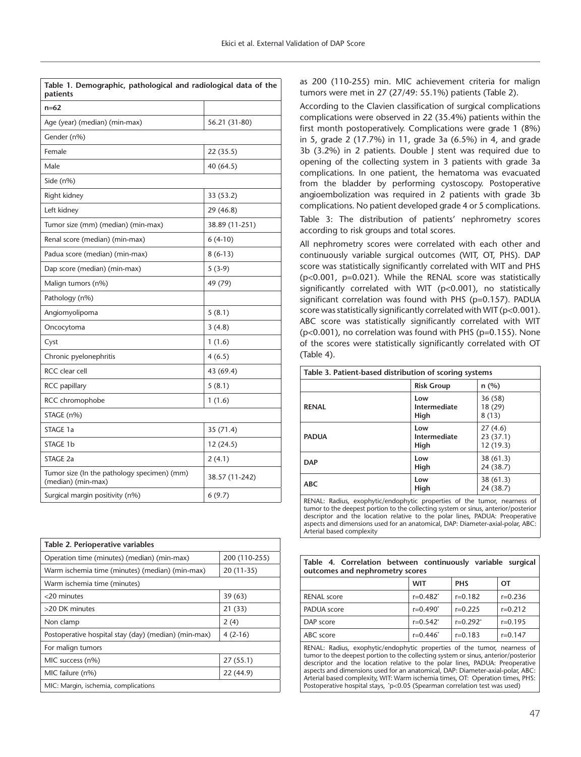| Table 1. Demographic, pathological and radiological data of the patients | |
|---|---|
| n=62 | |
| Age (year) (median) (min-max) | 56.21 (31-80) |
| Gender (n%) | |
| Female | 22 (35.5) |
| Male | 40 (64.5) |
| Side (n%) | |
| Right kidney | 33 (53.2) |
| Left kidney | 29 (46.8) |
| Tumor size (mm) (median) (min-max) | 38.89 (11-251) |
| Renal score (median) (min-max) | 6 (4-10) |
| Padua score (median) (min-max) | 8 (6-13) |
| Dap score (median) (min-max) | 5 (3-9) |
| Malign tumors (n%) | 49 (79) |
| Pathology (n%) | |
| Angiomyolipoma | 5 (8.1) |
| Oncocytoma | 3 (4.8) |
| Cyst | 1 (1.6) |
| Chronic pyelonephritis | 4 (6.5) |
| RCC clear cell | 43 (69.4) |
| RCC papillary | 5 (8.1) |
| RCC chromophobe | 1 (1.6) |
| STAGE (n%) | |
| STAGE 1a | 35 (71.4) |
| STAGE 1b | 12 (24.5) |
| STAGE 2a | 2 (4.1) |
| Tumor size (In the pathology specimen) (mm) (median) (min-max) | 38.57 (11-242) |
| Surgical margin positivity (n%) | 6 (9.7) |

| Table 2. Perioperative variables | |
|---|---|
| Operation time (minutes) (median) (min-max) | 200 (110-255) |
| Warm ischemia time (minutes) (median) (min-max) | 20 (11-35) |
| Warm ischemia time (minutes) | |
| <20 minutes | 39 (63) |
| >20 DK minutes | 21 (33) |
| Non clamp | 2 (4) |
| Postoperative hospital stay (day) (median) (min-max) | 4 (2-16) |
| For malign tumors | |
| MIC success (n%) | 27 (55.1) |
| MIC failure (n%) | 22 (44.9) |
| MIC: Margin, ischemia, complications | |

as 200 (110-255) min. MIC achievement criteria for malign tumors were met in 27 (27/49: 55.1%) patients (Table 2).

According to the Clavien classification of surgical complications complications were observed in 22 (35.4%) patients within the first month postoperatively. Complications were grade 1 (8%) in 5, grade 2 (17.7%) in 11, grade 3a (6.5%) in 4, and grade 3b (3.2%) in 2 patients. Double J stent was required due to opening of the collecting system in 3 patients with grade 3a complications. In one patient, the hematoma was evacuated from the bladder by performing cystoscopy. Postoperative angioembolization was required in 2 patients with grade 3b complications. No patient developed grade 4 or 5 complications.

Table 3: The distribution of patients' nephrometry scores according to risk groups and total scores.

All nephrometry scores were correlated with each other and continuously variable surgical outcomes (WIT, OT, PHS). DAP score was statistically significantly correlated with WIT and PHS ($p<0.001$, $p=0.021$). While the RENAL score was statistically significantly correlated with WIT ($p<0.001$), no statistically significant correlation was found with PHS ($p=0.157$). PADUA score was statistically significantly correlated with WIT ($p<0.001$). ABC score was statistically significantly correlated with WIT ($p<0.001$), no correlation was found with PHS ($p=0.155$). None of the scores were statistically significantly correlated with OT (Table 4).

| Table 3. Patient-based distribution of scoring systems | | |
|---|---|---|
| | **Risk Group** | **n (%)** |
| **RENAL** | Low<br>Intermediate<br>High | 36 (58)<br>18 (29)<br>8 (13) |
| **PADUA** | Low<br>Intermediate<br>High | 27 (4.6)<br>23 (37.1)<br>12 (19.3) |
| **DAP** | Low<br>High | 38 (61.3)<br>24 (38.7) |
| **ABC** | Low<br>High | 38 (61.3)<br>24 (38.7) |

RENAL: Radius, exophytic/endophytic properties of the tumor, nearness of tumor to the deepest portion to the collecting system or sinus, anterior/posterior descriptor and the location relative to the polar lines, PADUA: Preoperative aspects and dimensions used for an anatomical, DAP: Diameter-axial-polar, ABC: Arterial based complexity

| Table 4. Correlation between continuously variable surgical outcomes and nephrometry scores | | | |
|---|---|---|---|
| | **WIT** | **PHS** | **OT** |
| RENAL score | r=0.482* | r=0.182 | r=0.236 |
| PADUA score | r=0.490* | r=0.225 | r=0.212 |
| DAP score | r=0.542* | r=0.292* | r=0.195 |
| ABC score | r=0.446* | r=0.183 | r=0.147 |

RENAL: Radius, exophytic/endophytic properties of the tumor, nearness of tumor to the deepest portion to the collecting system or sinus, anterior/posterior descriptor and the location relative to the polar lines, PADUA: Preoperative aspects and dimensions used for an anatomical, DAP: Diameter-axial-polar, ABC: Arterial based complexity, WIT: Warm ischemia times, OT: Operation times, PHS: Postoperative hospital stays, *$p<0.05$ (Spearman correlation test was used)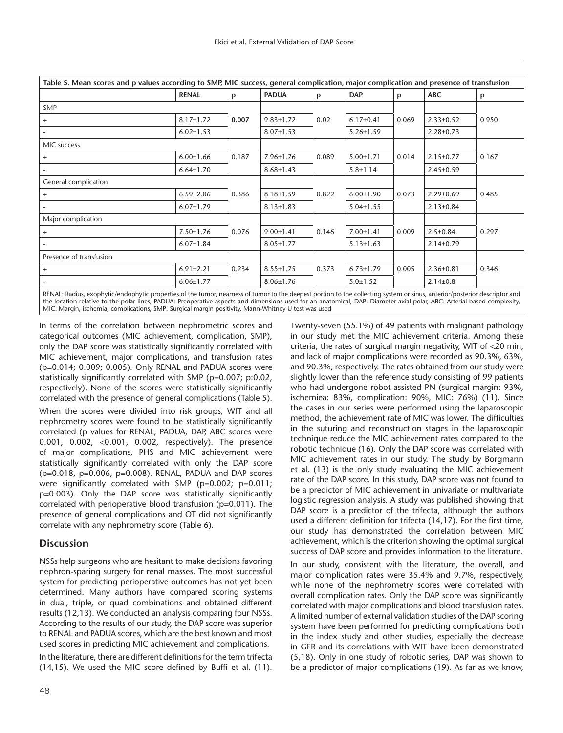**Table 5. Mean scores and p values according to SMP, MIC success, general complication, major complication and presence of transfusion**

| | RENAL | p | PADUA | p | DAP | p | ABC | p |
|---|---|---|---|---|---|---|---|---|
| SMP | | | | | | | | |
| + | 8.17±1.72 | **0.007** | 9.83±1.72 | 0.02 | 6.17±0.41 | 0.069 | 2.33±0.52 | 0.950 |
| - | 6.02±1.53 | | 8.07±1.53 | | 5.26±1.59 | | 2.28±0.73 | |
| MIC success | | | | | | | | |
| + | 6.00±1.66 | 0.187 | 7.96±1.76 | 0.089 | 5.00±1.71 | 0.014 | 2.15±0.77 | 0.167 |
| - | 6.64±1.70 | | 8.68±1.43 | | 5.8±1.14 | | 2.45±0.59 | |
| General complication | | | | | | | | |
| + | 6.59±2.06 | 0.386 | 8.18±1.59 | 0.822 | 6.00±1.90 | 0.073 | 2.29±0.69 | 0.485 |
| - | 6.07±1.79 | | 8.13±1.83 | | 5.04±1.55 | | 2.13±0.84 | |
| Major complication | | | | | | | | |
| + | 7.50±1.76 | 0.076 | 9.00±1.41 | 0.146 | 7.00±1.41 | 0.009 | 2.5±0.84 | 0.297 |
| - | 6.07±1.84 | | 8.05±1.77 | | 5.13±1.63 | | 2.14±0.79 | |
| Presence of transfusion | | | | | | | | |
| + | 6.91±2.21 | 0.234 | 8.55±1.75 | 0.373 | 6.73±1.79 | 0.005 | 2.36±0.81 | 0.346 |
| - | 6.06±1.77 | | 8.06±1.76 | | 5.0±1.52 | | 2.14±0.8 | |

RENAL: Radius, exophytic/endophytic properties of the tumor, nearness of tumor to the deepest portion to the collecting system or sinus, anterior/posterior descriptor and the location relative to the polar lines, PADUA: Preoperative aspects and dimensions used for an anatomical, DAP: Diameter-axial-polar, ABC: Arterial based complexity, MIC: Margin, ischemia, complications, SMP: Surgical margin positivity, Mann-Whitney U test was used

In terms of the correlation between nephrometric scores and categorical outcomes (MIC achievement, complication, SMP), only the DAP score was statistically significantly correlated with MIC achievement, major complications, and transfusion rates (p=0.014; 0.009; 0.005). Only RENAL and PADUA scores were statistically significantly correlated with SMP (p=0.007; p:0.02, respectively). None of the scores were statistically significantly correlated with the presence of general complications (Table 5).

When the scores were divided into risk groups, WIT and all nephrometry scores were found to be statistically significantly correlated (p values for RENAL, PADUA, DAP, ABC scores were 0.001, 0.002, <0.001, 0.002, respectively). The presence of major complications, PHS and MIC achievement were statistically significantly correlated with only the DAP score (p=0.018, p=0.006, p=0.008). RENAL, PADUA and DAP scores were significantly correlated with SMP (p=0.002; p=0.011; p=0.003). Only the DAP score was statistically significantly correlated with perioperative blood transfusion (p=0.011). The presence of general complications and OT did not significantly correlate with any nephrometry score (Table 6).

## Discussion

NSSs help surgeons who are hesitant to make decisions favoring nephron-sparing surgery for renal masses. The most successful system for predicting perioperative outcomes has not yet been determined. Many authors have compared scoring systems in dual, triple, or quad combinations and obtained different results (12,13). We conducted an analysis comparing four NSSs. According to the results of our study, the DAP score was superior to RENAL and PADUA scores, which are the best known and most used scores in predicting MIC achievement and complications.

In the literature, there are different definitions for the term trifecta (14,15). We used the MIC score defined by Buffi et al. (11). Twenty-seven (55.1%) of 49 patients with malignant pathology in our study met the MIC achievement criteria. Among these criteria, the rates of surgical margin negativity, WIT of <20 min, and lack of major complications were recorded as 90.3%, 63%, and 90.3%, respectively. The rates obtained from our study were slightly lower than the reference study consisting of 99 patients who had undergone robot-assisted PN (surgical margin: 93%, ischemiea: 83%, complication: 90%, MIC: 76%) (11). Since the cases in our series were performed using the laparoscopic method, the achievement rate of MIC was lower. The difficulties in the suturing and reconstruction stages in the laparoscopic technique reduce the MIC achievement rates compared to the robotic technique (16). Only the DAP score was correlated with MIC achievement rates in our study. The study by Borgmann et al. (13) is the only study evaluating the MIC achievement rate of the DAP score. In this study, DAP score was not found to be a predictor of MIC achievement in univariate or multivariate logistic regression analysis. A study was published showing that DAP score is a predictor of the trifecta, although the authors used a different definition for trifecta (14,17). For the first time, our study has demonstrated the correlation between MIC achievement, which is the criterion showing the optimal surgical success of DAP score and provides information to the literature.

In our study, consistent with the literature, the overall, and major complication rates were 35.4% and 9.7%, respectively, while none of the nephrometry scores were correlated with overall complication rates. Only the DAP score was significantly correlated with major complications and blood transfusion rates. A limited number of external validation studies of the DAP scoring system have been performed for predicting complications both in the index study and other studies, especially the decrease in GFR and its correlations with WIT have been demonstrated (5,18). Only in one study of robotic series, DAP was shown to be a predictor of major complications (19). As far as we know,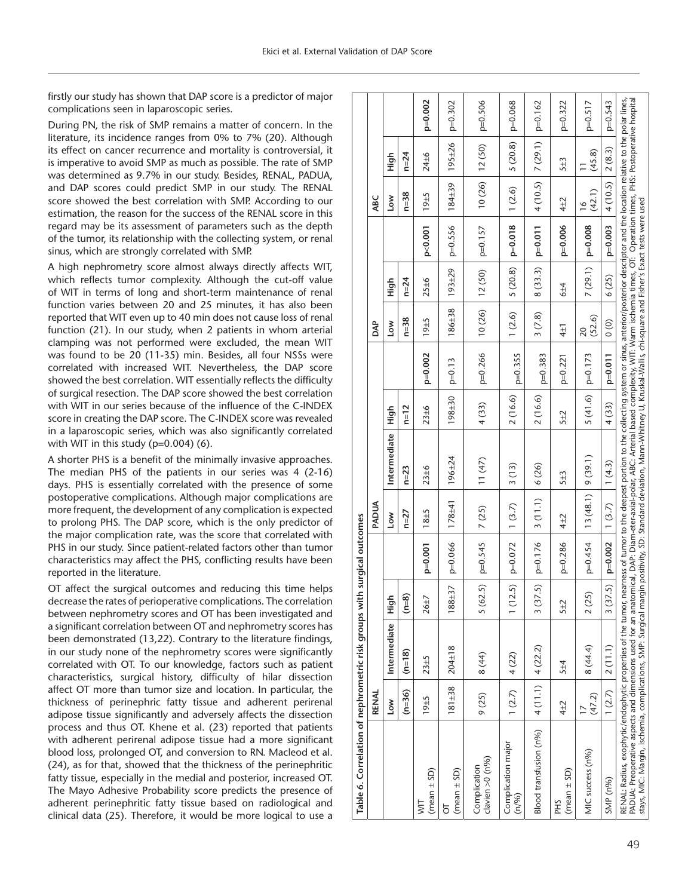firstly our study has shown that DAP score is a predictor of major complications seen in laparoscopic series.

During PN, the risk of SMP remains a matter of concern. In the literature, its incidence ranges from 0% to 7% (20). Although its effect on cancer recurrence and mortality is controversial, it is imperative to avoid SMP as much as possible. The rate of SMP was determined as 9.7% in our study. Besides, RENAL, PADUA, and DAP scores could predict SMP in our study. The RENAL score showed the best correlation with SMP. According to our estimation, the reason for the success of the RENAL score in this regard may be its assessment of parameters such as the depth of the tumor, its relationship with the collecting system, or renal sinus, which are strongly correlated with SMP.

A high nephrometry score almost always directly affects WIT, which reflects tumor complexity. Although the cut-off value of WIT in terms of long and short-term maintenance of renal function varies between 20 and 25 minutes, it has also been reported that WIT even up to 40 min does not cause loss of renal function (21). In our study, when 2 patients in whom arterial clamping was not performed were excluded, the mean WIT was found to be 20 (11-35) min. Besides, all four NSSs were correlated with increased WIT. Nevertheless, the DAP score showed the best correlation. WIT essentially reflects the difficulty of surgical resection. The DAP score showed the best correlation with WIT in our series because of the influence of the C-INDEX score in creating the DAP score. The C-INDEX score was revealed in a laparoscopic series, which was also significantly correlated with WIT in this study (p=0.004) (6).

A shorter PHS is a benefit of the minimally invasive approaches. The median PHS of the patients in our series was 4 (2-16) days. PHS is essentially correlated with the presence of some postoperative complications. Although major complications are more frequent, the development of any complication is expected to prolong PHS. The DAP score, which is the only predictor of the major complication rate, was the score that correlated with PHS in our study. Since patient-related factors other than tumor characteristics may affect the PHS, conflicting results have been reported in the literature.

OT affect the surgical outcomes and reducing this time helps decrease the rates of perioperative complications. The correlation between nephrometry scores and OT has been investigated and a significant correlation between OT and nephrometry scores has been demonstrated (13,22). Contrary to the literature findings, in our study none of the nephrometry scores were significantly correlated with OT. To our knowledge, factors such as patient characteristics, surgical history, difficulty of hilar dissection affect OT more than tumor size and location. In particular, the thickness of perinephric fatty tissue and adherent perirenal adipose tissue significantly and adversely affects the dissection process and thus OT. Khene et al. (23) reported that patients with adherent perirenal adipose tissue had a more significant blood loss, prolonged OT, and conversion to RN. Macleod et al. (24), as for that, showed that the thickness of the perinephritic fatty tissue, especially in the medial and posterior, increased OT. The Mayo Adhesive Probability score predicts the presence of adherent perinephritic fatty tissue based on radiological and clinical data (25). Therefore, it would be more logical to use a

**Table 6. Correlation of nephrometric risk groups with surgical outcomes**

| | RENAL | | | | PADUA | | | | DAP | | | ABC | | |
|---|---|---|---|---|---|---|---|---|---|---|---|---|---|---|
| | Low | Intermediate | High | | Low | Intermediate | High | | Low | High | | Low | High | |
| | (n=36) | (n=18) | (n=8) | | n=27 | n=23 | n=12 | | n=38 | n=24 | | n=38 | n=24 | |
| WIT (mean ± SD) | 19±5 | 23±5 | 26±7 | **p=0.001** | 18±5 | 23±6 | 23±6 | **p=0.002** | 19±5 | 25±6 | **p<0.001** | 19±5 | 24±6 | **p=0.002** |
| OT (mean ± SD) | 181±38 | 204±18 | 188±37 | p=0.066 | 178±41 | 196±24 | 198±30 | p=0.13 | 186±38 | 193±29 | p=0.556 | 184±39 | 195±26 | p=0.302 |
| Complication clavien >0 (n%) | 9 (25) | 8 (44) | 5 (62.5) | p=0.545 | 7 (25) | 11 (47) | 4 (33) | p=0.266 | 10 (26) | 12 (50) | p=0.157 | 10 (26) | 12 (50) | p=0.506 |
| Complication major (n/%) | 1 (2.7) | 4 (22) | 1 (12.5) | p=0.072 | 1 (3.7) | 3 (13) | 2 (16.6) | p=0.355 | 1 (2.6) | 5 (20.8) | **p=0.018** | 1 (2.6) | 5 (20.8) | p=0.068 |
| Blood transfusion (n%) | 4 (11.1) | 4 (22.2) | 3 (37.5) | p=0.176 | 3 (11.1) | 6 (26) | 2 (16.6) | p=0.383 | 3 (7.8) | 8 (33.3) | **p=0.011** | 4 (10.5) | 7 (29.1) | p=0.162 |
| PHS (mean ± SD) | 4±2 | 5±4 | 5±2 | p=0.286 | 4±2 | 5±3 | 5±2 | p=0.221 | 4±1 | 6±4 | **p=0.006** | 4±2 | 5±3 | p=0.322 |
| MIC success (n%) | 17 (47.2) | 8 (44.4) | 2 (25) | p=0.454 | 13 (48.1) | 9 (39.1) | 5 (41.6) | p=0.173 | 20 (52.6) | 7 (29.1) | **p=0.008** | 16 (42.1) | 11 (45.8) | p=0.517 |
| SMP (n%) | 1 (2.7) | 2 (11.1) | 3 (37.5) | **p=0.002** | 1 (3.7) | 1 (4.3) | 4 (33) | **p=0.011** | 0 (0) | 6 (25) | **p=0.003** | 4 (10.5) | 2 (8.3) | p=0.543 |

RENAL: Radius, exophytic/endophytic properties of the tumor, nearness of tumor to the deepest portion to the collecting system or sinus, anterior/posterior descriptor and the location relative to the polar lines, PADUA: Preoperative aspects and dimensions used for an anatomical, DAP: Diam-eter-axial-polar, ABC: Arterial based complexity, WIT: Warm ischemia times, OT: Operation times, PHS: Postoperative hospital stays, MIC: Margin, ischemia, complications, SMP: Surgical margin positivity, SD: Standard deviation, Mann-Whitney U, Kruskal-Wallis, chi-square and Fisher's Exact tests were used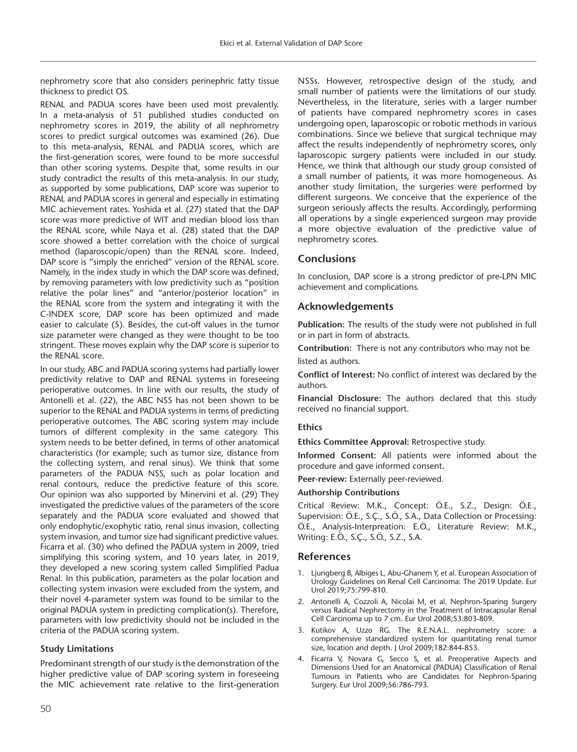nephrometry score that also considers perinephric fatty tissue thickness to predict OS.

RENAL and PADUA scores have been used most prevalently. In a meta-analysis of 51 published studies conducted on nephrometry scores in 2019, the ability of all nephrometry scores to predict surgical outcomes was examined (26). Due to this meta-analysis, RENAL and PADUA scores, which are the first-generation scores, were found to be more successful than other scoring systems. Despite that, some results in our study contradict the results of this meta-analysis. In our study, as supported by some publications, DAP score was superior to RENAL and PADUA scores in general and especially in estimating MIC achievement rates. Yoshida et al. (27) stated that the DAP score was more predictive of WIT and median blood loss than the RENAL score, while Naya et al. (28) stated that the DAP score showed a better correlation with the choice of surgical method (laparoscopic/open) than the RENAL score. Indeed, DAP score is "simply the enriched" version of the RENAL score. Namely, in the index study in which the DAP score was defined, by removing parameters with low predictivity such as "position relative the polar lines" and "anterior/posterior location" in the RENAL score from the system and integrating it with the C-INDEX score, DAP score has been optimized and made easier to calculate (5). Besides, the cut-off values in the tumor size parameter were changed as they were thought to be too stringent. These moves explain why the DAP score is superior to the RENAL score.

In our study, ABC and PADUA scoring systems had partially lower predictivity relative to DAP and RENAL systems in foreseeing perioperative outcomes. In line with our results, the study of Antonelli et al. (22), the ABC NSS has not been shown to be superior to the RENAL and PADUA systems in terms of predicting perioperative outcomes. The ABC scoring system may include tumors of different complexity in the same category. This system needs to be better defined, in terms of other anatomical characteristics (for example; such as tumor size, distance from the collecting system, and renal sinus). We think that some parameters of the PADUA NSS, such as polar location and renal contours, reduce the predictive feature of this score. Our opinion was also supported by Minervini et al. (29) They investigated the predictive values of the parameters of the score separately and the PADUA score evaluated and showed that only endophytic/exophytic ratio, renal sinus invasion, collecting system invasion, and tumor size had significant predictive values. Ficarra et al. (30) who defined the PADUA system in 2009, tried simplifying this scoring system, and 10 years later, in 2019, they developed a new scoring system called Simplified Padua Renal. In this publication, parameters as the polar location and collecting system invasion were excluded from the system, and their novel 4-parameter system was found to be similar to the original PADUA system in predicting complication(s). Therefore, parameters with low predictivity should not be included in the criteria of the PADUA scoring system.

### Study Limitations

Predominant strength of our study is the demonstration of the higher predictive value of DAP scoring system in foreseeing the MIC achievement rate relative to the first-generation NSSs. However, retrospective design of the study, and small number of patients were the limitations of our study. Nevertheless, in the literature, series with a larger number of patients have compared nephrometry scores in cases undergoing open, laparoscopic or robotic methods in various combinations. Since we believe that surgical technique may affect the results independently of nephrometry scores, only laparoscopic surgery patients were included in our study. Hence, we think that although our study group consisted of a small number of patients, it was more homogeneous. As another study limitation, the surgeries were performed by different surgeons. We conceive that the experience of the surgeon seriously affects the results. Accordingly, performing all operations by a single experienced surgeon may provide a more objective evaluation of the predictive value of nephrometry scores.

## Conclusions

In conclusion, DAP score is a strong predictor of pre-LPN MIC achievement and complications.

## Acknowledgements

**Publication:** The results of the study were not published in full or in part in form of abstracts.

**Contribution:** There is not any contributors who may not be listed as authors.

**Conflict of Interest:** No conflict of interest was declared by the authors.

**Financial Disclosure:** The authors declared that this study received no financial support.

### Ethics

**Ethics Committee Approval:** Retrospective study.

**Informed Consent:** All patients were informed about the procedure and gave informed consent.

**Peer-review:** Externally peer-reviewed.

#### Authorship Contributions

Critical Review: M.K., Concept: Ö.E., S.Z., Design: Ö.E., Supervision: Ö.E., S.Ç., S.Ö., S.A., Data Collection or Processing: Ö.E., Analysis-Interpreation: E.Ö., Literature Review: M.K., Writing: E.Ö., S.Ç., S.Ö., S.Z., S.A.

## References

1. Ljungberg B, Albiges L, Abu-Ghanem Y, et al. European Association of Urology Guidelines on Renal Cell Carcinoma: The 2019 Update. Eur Urol 2019;75:799-810.
2. Antonelli A, Cozzoli A, Nicolai M, et al. Nephron-Sparing Surgery versus Radical Nephrectomy in the Treatment of Intracapsular Renal Cell Carcinoma up to 7 cm. Eur Urol 2008;53:803-809.
3. Kutikov A, Uzzo RG. The R.E.N.A.L. nephrometry score: a comprehensive standardized system for quantitating renal tumor size, location and depth. J Urol 2009;182:844-853.
4. Ficarra V, Novara G, Secco S, et al. Preoperative Aspects and Dimensions Used for an Anatomical (PADUA) Classification of Renal Tumours in Patients who are Candidates for Nephron-Sparing Surgery. Eur Urol 2009;56:786-793.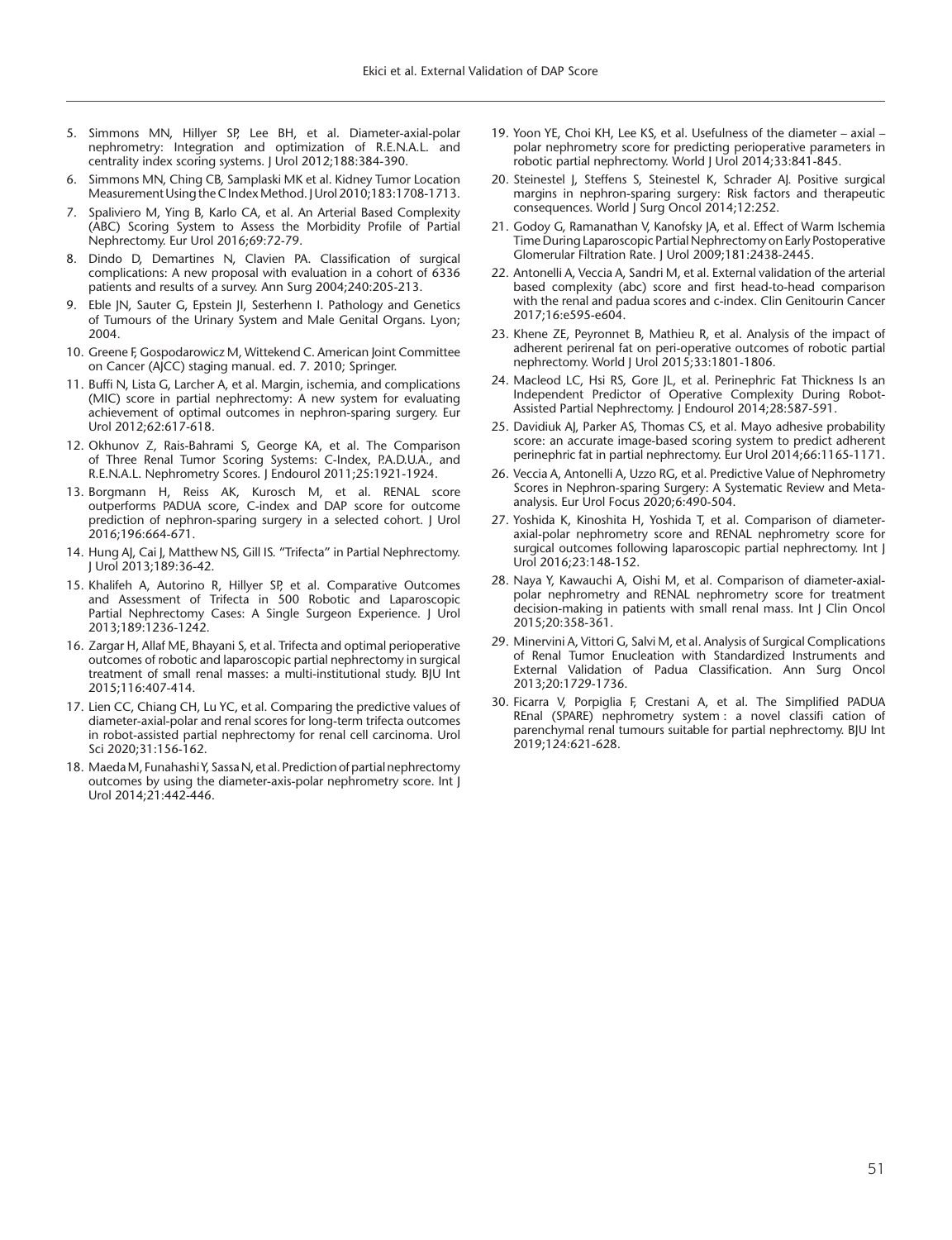5. Simmons MN, Hillyer SP, Lee BH, et al. Diameter-axial-polar nephrometry: Integration and optimization of R.E.N.A.L. and centrality index scoring systems. J Urol 2012;188:384-390.
6. Simmons MN, Ching CB, Samplaski MK et al. Kidney Tumor Location Measurement Using the C Index Method. J Urol 2010;183:1708-1713.
7. Spaliviero M, Ying B, Karlo CA, et al. An Arterial Based Complexity (ABC) Scoring System to Assess the Morbidity Profile of Partial Nephrectomy. Eur Urol 2016;69:72-79.
8. Dindo D, Demartines N, Clavien PA. Classification of surgical complications: A new proposal with evaluation in a cohort of 6336 patients and results of a survey. Ann Surg 2004;240:205-213.
9. Eble JN, Sauter G, Epstein JI, Sesterhenn I. Pathology and Genetics of Tumours of the Urinary System and Male Genital Organs. Lyon; 2004.
10. Greene F, Gospodarowicz M, Wittekend C. American Joint Committee on Cancer (AJCC) staging manual. ed. 7. 2010; Springer.
11. Buffi N, Lista G, Larcher A, et al. Margin, ischemia, and complications (MIC) score in partial nephrectomy: A new system for evaluating achievement of optimal outcomes in nephron-sparing surgery. Eur Urol 2012;62:617-618.
12. Okhunov Z, Rais-Bahrami S, George KA, et al. The Comparison of Three Renal Tumor Scoring Systems: C-Index, P.A.D.U.A., and R.E.N.A.L. Nephrometry Scores. J Endourol 2011;25:1921-1924.
13. Borgmann H, Reiss AK, Kurosch M, et al. RENAL score outperforms PADUA score, C-index and DAP score for outcome prediction of nephron-sparing surgery in a selected cohort. J Urol 2016;196:664-671.
14. Hung AJ, Cai J, Matthew NS, Gill IS. "Trifecta" in Partial Nephrectomy. J Urol 2013;189:36-42.
15. Khalifeh A, Autorino R, Hillyer SP, et al. Comparative Outcomes and Assessment of Trifecta in 500 Robotic and Laparoscopic Partial Nephrectomy Cases: A Single Surgeon Experience. J Urol 2013;189:1236-1242.
16. Zargar H, Allaf ME, Bhayani S, et al. Trifecta and optimal perioperative outcomes of robotic and laparoscopic partial nephrectomy in surgical treatment of small renal masses: a multi-institutional study. BJU Int 2015;116:407-414.
17. Lien CC, Chiang CH, Lu YC, et al. Comparing the predictive values of diameter-axial-polar and renal scores for long-term trifecta outcomes in robot-assisted partial nephrectomy for renal cell carcinoma. Urol Sci 2020;31:156-162.
18. Maeda M, Funahashi Y, Sassa N, et al. Prediction of partial nephrectomy outcomes by using the diameter-axis-polar nephrometry score. Int J Urol 2014;21:442-446.
19. Yoon YE, Choi KH, Lee KS, et al. Usefulness of the diameter – axial – polar nephrometry score for predicting perioperative parameters in robotic partial nephrectomy. World J Urol 2014;33:841-845.
20. Steinestel J, Steffens S, Steinestel K, Schrader AJ. Positive surgical margins in nephron-sparing surgery: Risk factors and therapeutic consequences. World J Surg Oncol 2014;12:252.
21. Godoy G, Ramanathan V, Kanofsky JA, et al. Effect of Warm Ischemia Time During Laparoscopic Partial Nephrectomy on Early Postoperative Glomerular Filtration Rate. J Urol 2009;181:2438-2445.
22. Antonelli A, Veccia A, Sandri M, et al. External validation of the arterial based complexity (abc) score and first head-to-head comparison with the renal and padua scores and c-index. Clin Genitourin Cancer 2017;16:e595-e604.
23. Khene ZE, Peyronnet B, Mathieu R, et al. Analysis of the impact of adherent perirenal fat on peri-operative outcomes of robotic partial nephrectomy. World J Urol 2015;33:1801-1806.
24. Macleod LC, Hsi RS, Gore JL, et al. Perinephric Fat Thickness Is an Independent Predictor of Operative Complexity During Robot-Assisted Partial Nephrectomy. J Endourol 2014;28:587-591.
25. Davidiuk AJ, Parker AS, Thomas CS, et al. Mayo adhesive probability score: an accurate image-based scoring system to predict adherent perinephric fat in partial nephrectomy. Eur Urol 2014;66:1165-1171.
26. Veccia A, Antonelli A, Uzzo RG, et al. Predictive Value of Nephrometry Scores in Nephron-sparing Surgery: A Systematic Review and Meta-analysis. Eur Urol Focus 2020;6:490-504.
27. Yoshida K, Kinoshita H, Yoshida T, et al. Comparison of diameter-axial-polar nephrometry score and RENAL nephrometry score for surgical outcomes following laparoscopic partial nephrectomy. Int J Urol 2016;23:148-152.
28. Naya Y, Kawauchi A, Oishi M, et al. Comparison of diameter-axial-polar nephrometry and RENAL nephrometry score for treatment decision-making in patients with small renal mass. Int J Clin Oncol 2015;20:358-361.
29. Minervini A, Vittori G, Salvi M, et al. Analysis of Surgical Complications of Renal Tumor Enucleation with Standardized Instruments and External Validation of Padua Classification. Ann Surg Oncol 2013;20:1729-1736.
30. Ficarra V, Porpiglia F, Crestani A, et al. The Simplified PADUA REnal (SPARE) nephrometry system : a novel classifi cation of parenchymal renal tumours suitable for partial nephrectomy. BJU Int 2019;124:621-628.